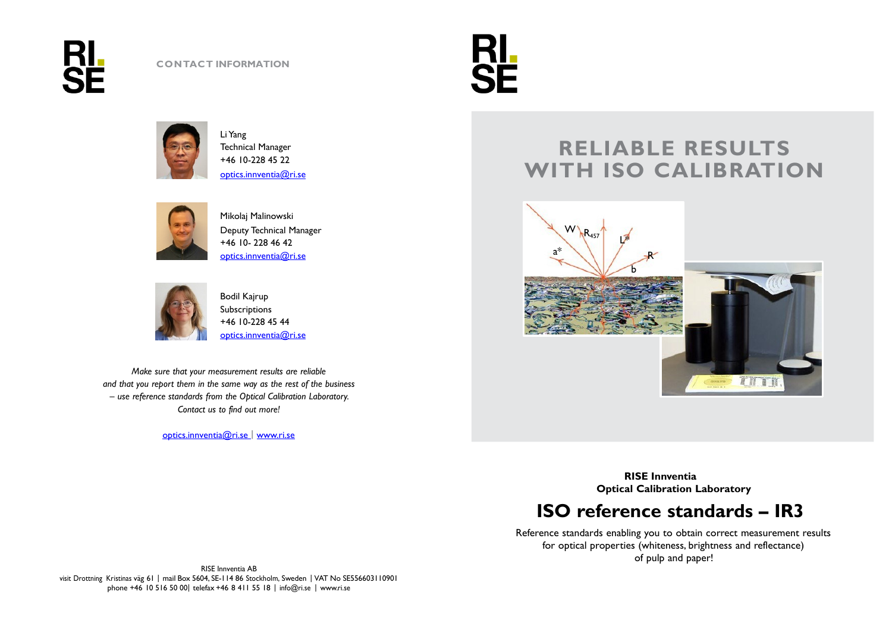## CONTACT INFORMATION

Li Yang
Technical Manager
+46 10-228 45 22
optics.innventia@ri.se

Mikolaj Malinowski
Deputy Technical Manager
+46 10- 228 46 42
optics.innventia@ri.se

Bodil Kajrup
Subscriptions
+46 10-228 45 44
optics.innventia@ri.se

*Make sure that your measurement results are reliable and that you report them in the same way as the rest of the business – use reference standards from the Optical Calibration Laboratory. Contact us to find out more!*

optics.innventia@ri.se | www.ri.se

RISE Innventia AB
visit Drottning Kristinas väg 61 | mail Box 5604, SE-114 86 Stockholm, Sweden | VAT No SE556603110901
phone +46 10 516 50 00| telefax +46 8 411 55 18 | info@ri.se | www.ri.se

# RELIABLE RESULTS WITH ISO CALIBRATION

**RISE Innventia**
**Optical Calibration Laboratory**

# ISO reference standards – IR3

Reference standards enabling you to obtain correct measurement results for optical properties (whiteness, brightness and reflectance) of pulp and paper!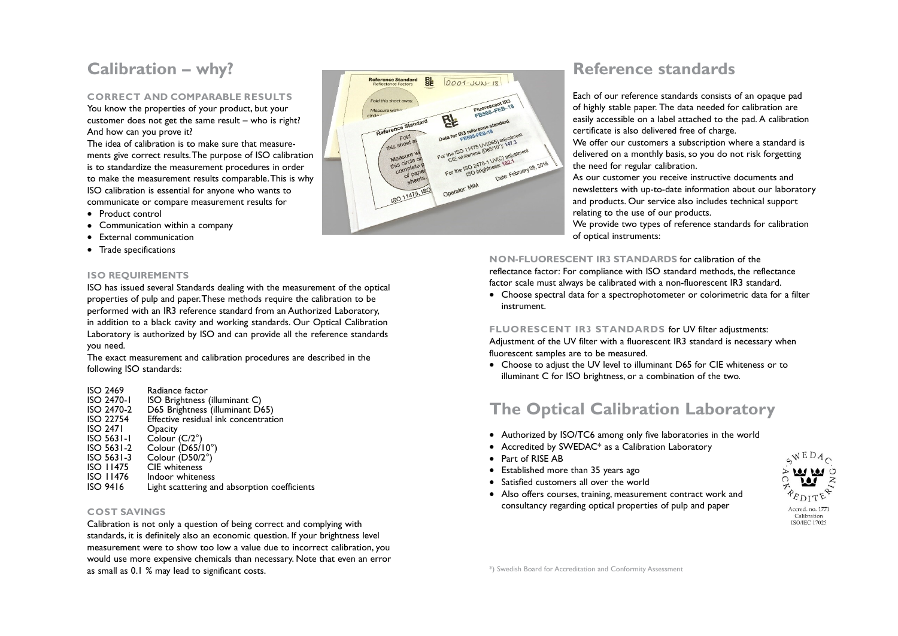## Calibration – why?

### CORRECT AND COMPARABLE RESULTS

You know the properties of your product, but your customer does not get the same result – who is right? And how can you prove it?

The idea of calibration is to make sure that measurements give correct results. The purpose of ISO calibration is to standardize the measurement procedures in order to make the measurement results comparable. This is why ISO calibration is essential for anyone who wants to communicate or compare measurement results for

- Product control
- Communication within a company
- External communication
- Trade specifications

### ISO REQUIREMENTS

ISO has issued several Standards dealing with the measurement of the optical properties of pulp and paper. These methods require the calibration to be performed with an IR3 reference standard from an Authorized Laboratory, in addition to a black cavity and working standards. Our Optical Calibration Laboratory is authorized by ISO and can provide all the reference standards you need.

The exact measurement and calibration procedures are described in the following ISO standards:

| | |
|---|---|
| ISO 2469 | Radiance factor |
| ISO 2470-1 | ISO Brightness (illuminant C) |
| ISO 2470-2 | D65 Brightness (illuminant D65) |
| ISO 22754 | Effective residual ink concentration |
| ISO 2471 | Opacity |
| ISO 5631-1 | Colour (C/2°) |
| ISO 5631-2 | Colour (D65/10°) |
| ISO 5631-3 | Colour (D50/2°) |
| ISO 11475 | CIE whiteness |
| ISO 11476 | Indoor whiteness |
| ISO 9416 | Light scattering and absorption coefficients |

### COST SAVINGS

Calibration is not only a question of being correct and complying with standards, it is definitely also an economic question. If your brightness level measurement were to show too low a value due to incorrect calibration, you would use more expensive chemicals than necessary. Note that even an error as small as 0.1 % may lead to significant costs.

## Reference standards

Each of our reference standards consists of an opaque pad of highly stable paper. The data needed for calibration are easily accessible on a label attached to the pad. A calibration certificate is also delivered free of charge.

We offer our customers a subscription where a standard is delivered on a monthly basis, so you do not risk forgetting the need for regular calibration.

As our customer you receive instructive documents and newsletters with up-to-date information about our laboratory and products. Our service also includes technical support relating to the use of our products.

We provide two types of reference standards for calibration of optical instruments:

**NON-FLUORESCENT IR3 STANDARDS** for calibration of the reflectance factor: For compliance with ISO standard methods, the reflectance factor scale must always be calibrated with a non-fluorescent IR3 standard.

- Choose spectral data for a spectrophotometer or colorimetric data for a filter instrument.

**FLUORESCENT IR3 STANDARDS** for UV filter adjustments: Adjustment of the UV filter with a fluorescent IR3 standard is necessary when fluorescent samples are to be measured.

- Choose to adjust the UV level to illuminant D65 for CIE whiteness or to illuminant C for ISO brightness, or a combination of the two.

## The Optical Calibration Laboratory

- Authorized by ISO/TC6 among only five laboratories in the world
- Accredited by SWEDAC* as a Calibration Laboratory
- Part of RISE AB
- Established more than 35 years ago
- Satisfied customers all over the world
- Also offers courses, training, measurement contract work and consultancy regarding optical properties of pulp and paper

SWEDAC ACKREDITERING
Accred. no. 1771
Calibration
ISO/IEC 17025

*) Swedish Board for Accreditation and Conformity Assessment